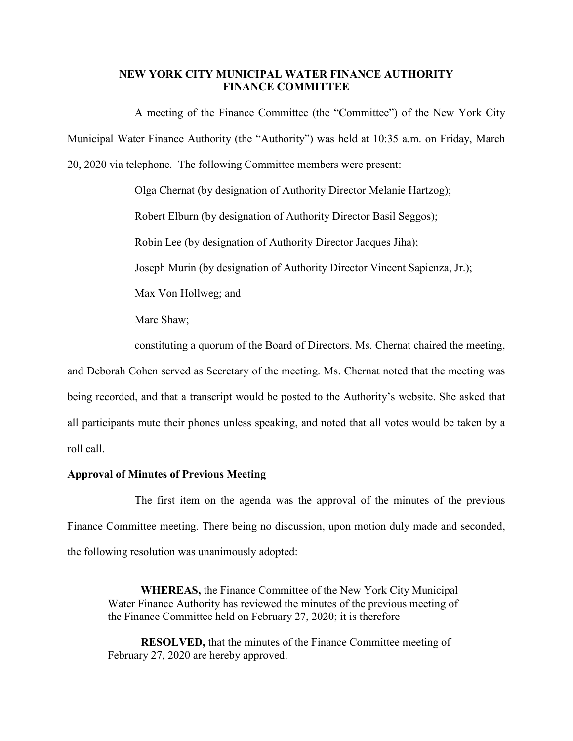# NEW YORK CITY MUNICIPAL WATER FINANCE AUTHORITY
# FINANCE COMMITTEE

A meeting of the Finance Committee (the "Committee") of the New York City Municipal Water Finance Authority (the "Authority") was held at 10:35 a.m. on Friday, March 20, 2020 via telephone. The following Committee members were present:

Olga Chernat (by designation of Authority Director Melanie Hartzog);

Robert Elburn (by designation of Authority Director Basil Seggos);

Robin Lee (by designation of Authority Director Jacques Jiha);

Joseph Murin (by designation of Authority Director Vincent Sapienza, Jr.);

Max Von Hollweg; and

Marc Shaw;

constituting a quorum of the Board of Directors. Ms. Chernat chaired the meeting, and Deborah Cohen served as Secretary of the meeting. Ms. Chernat noted that the meeting was being recorded, and that a transcript would be posted to the Authority's website. She asked that all participants mute their phones unless speaking, and noted that all votes would be taken by a roll call.

**Approval of Minutes of Previous Meeting**

The first item on the agenda was the approval of the minutes of the previous Finance Committee meeting. There being no discussion, upon motion duly made and seconded, the following resolution was unanimously adopted:

> **WHEREAS,** the Finance Committee of the New York City Municipal Water Finance Authority has reviewed the minutes of the previous meeting of the Finance Committee held on February 27, 2020; it is therefore
>
> **RESOLVED,** that the minutes of the Finance Committee meeting of February 27, 2020 are hereby approved.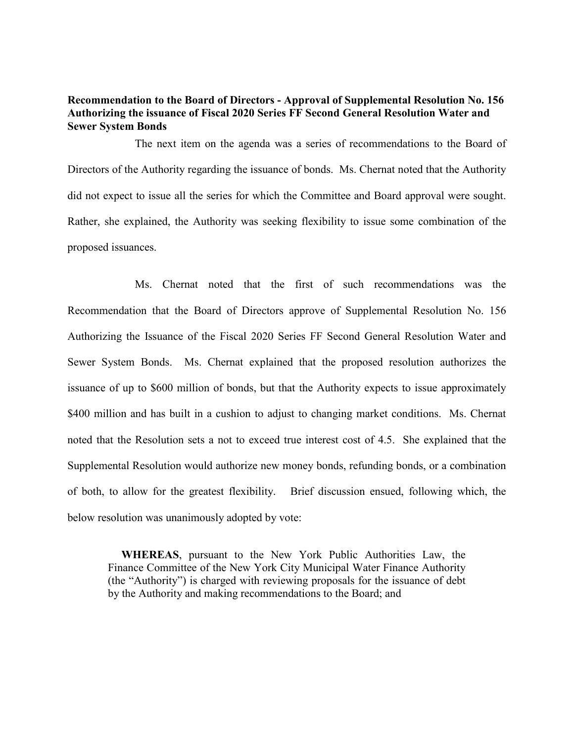**Recommendation to the Board of Directors - Approval of Supplemental Resolution No. 156 Authorizing the issuance of Fiscal 2020 Series FF Second General Resolution Water and Sewer System Bonds**

The next item on the agenda was a series of recommendations to the Board of Directors of the Authority regarding the issuance of bonds. Ms. Chernat noted that the Authority did not expect to issue all the series for which the Committee and Board approval were sought. Rather, she explained, the Authority was seeking flexibility to issue some combination of the proposed issuances.

Ms. Chernat noted that the first of such recommendations was the Recommendation that the Board of Directors approve of Supplemental Resolution No. 156 Authorizing the Issuance of the Fiscal 2020 Series FF Second General Resolution Water and Sewer System Bonds. Ms. Chernat explained that the proposed resolution authorizes the issuance of up to $600 million of bonds, but that the Authority expects to issue approximately $400 million and has built in a cushion to adjust to changing market conditions. Ms. Chernat noted that the Resolution sets a not to exceed true interest cost of 4.5. She explained that the Supplemental Resolution would authorize new money bonds, refunding bonds, or a combination of both, to allow for the greatest flexibility. Brief discussion ensued, following which, the below resolution was unanimously adopted by vote:

> **WHEREAS**, pursuant to the New York Public Authorities Law, the Finance Committee of the New York City Municipal Water Finance Authority (the "Authority") is charged with reviewing proposals for the issuance of debt by the Authority and making recommendations to the Board; and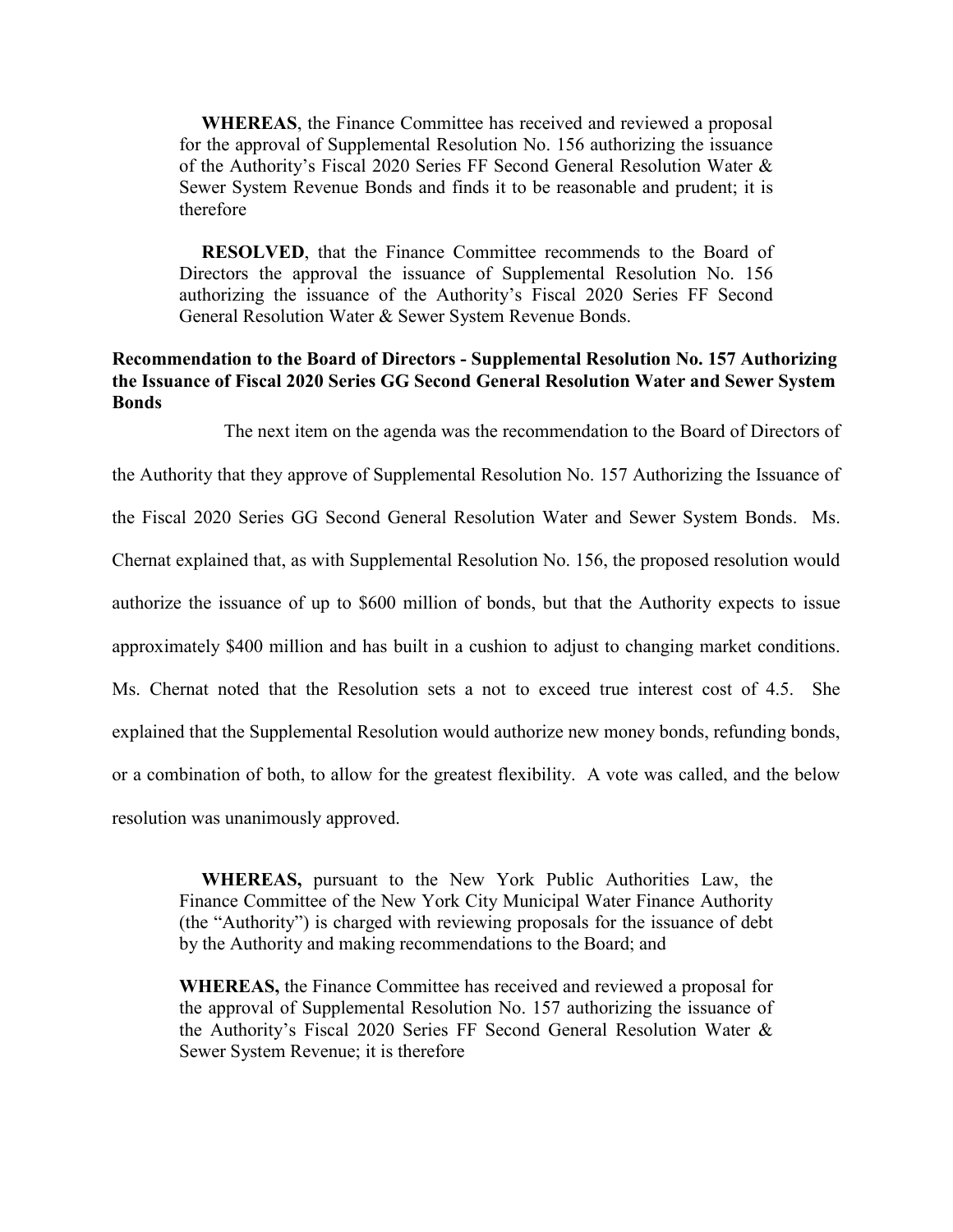**WHEREAS**, the Finance Committee has received and reviewed a proposal for the approval of Supplemental Resolution No. 156 authorizing the issuance of the Authority's Fiscal 2020 Series FF Second General Resolution Water & Sewer System Revenue Bonds and finds it to be reasonable and prudent; it is therefore

**RESOLVED**, that the Finance Committee recommends to the Board of Directors the approval the issuance of Supplemental Resolution No. 156 authorizing the issuance of the Authority's Fiscal 2020 Series FF Second General Resolution Water & Sewer System Revenue Bonds.

**Recommendation to the Board of Directors - Supplemental Resolution No. 157 Authorizing the Issuance of Fiscal 2020 Series GG Second General Resolution Water and Sewer System Bonds**

The next item on the agenda was the recommendation to the Board of Directors of the Authority that they approve of Supplemental Resolution No. 157 Authorizing the Issuance of the Fiscal 2020 Series GG Second General Resolution Water and Sewer System Bonds. Ms. Chernat explained that, as with Supplemental Resolution No. 156, the proposed resolution would authorize the issuance of up to $600 million of bonds, but that the Authority expects to issue approximately $400 million and has built in a cushion to adjust to changing market conditions. Ms. Chernat noted that the Resolution sets a not to exceed true interest cost of 4.5. She explained that the Supplemental Resolution would authorize new money bonds, refunding bonds, or a combination of both, to allow for the greatest flexibility. A vote was called, and the below resolution was unanimously approved.

**WHEREAS,** pursuant to the New York Public Authorities Law, the Finance Committee of the New York City Municipal Water Finance Authority (the "Authority") is charged with reviewing proposals for the issuance of debt by the Authority and making recommendations to the Board; and

**WHEREAS,** the Finance Committee has received and reviewed a proposal for the approval of Supplemental Resolution No. 157 authorizing the issuance of the Authority's Fiscal 2020 Series FF Second General Resolution Water & Sewer System Revenue; it is therefore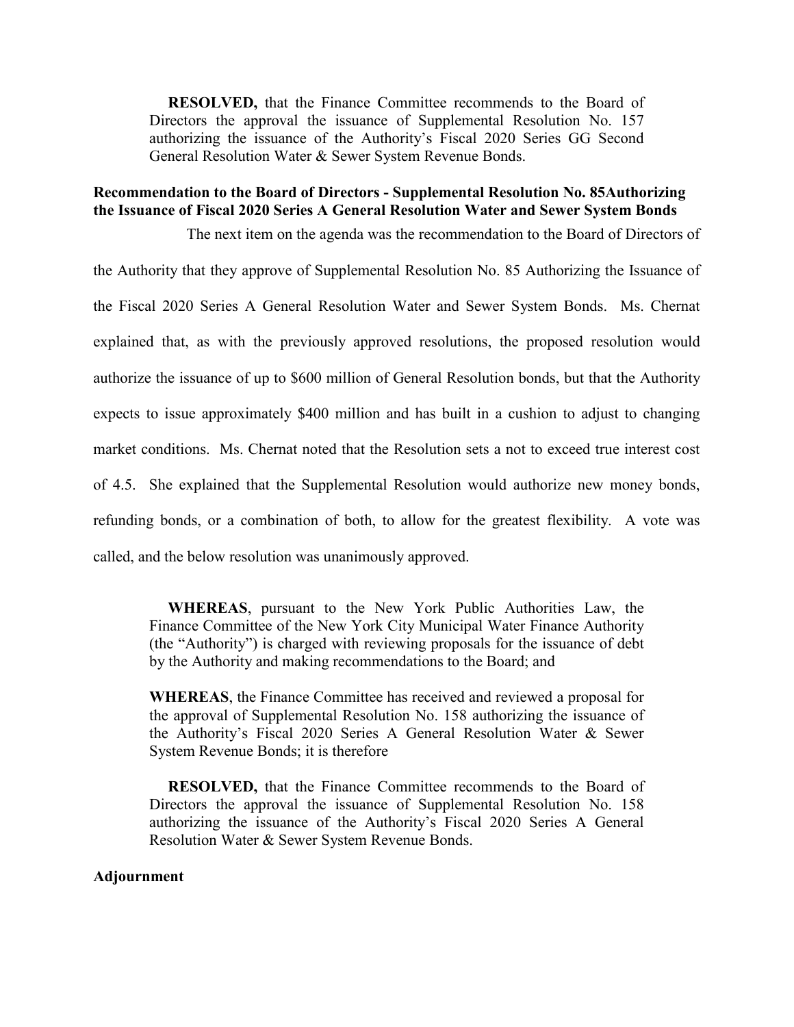**RESOLVED,** that the Finance Committee recommends to the Board of Directors the approval the issuance of Supplemental Resolution No. 157 authorizing the issuance of the Authority's Fiscal 2020 Series GG Second General Resolution Water & Sewer System Revenue Bonds.

**Recommendation to the Board of Directors - Supplemental Resolution No. 85Authorizing the Issuance of Fiscal 2020 Series A General Resolution Water and Sewer System Bonds**

The next item on the agenda was the recommendation to the Board of Directors of the Authority that they approve of Supplemental Resolution No. 85 Authorizing the Issuance of the Fiscal 2020 Series A General Resolution Water and Sewer System Bonds. Ms. Chernat explained that, as with the previously approved resolutions, the proposed resolution would authorize the issuance of up to $600 million of General Resolution bonds, but that the Authority expects to issue approximately $400 million and has built in a cushion to adjust to changing market conditions. Ms. Chernat noted that the Resolution sets a not to exceed true interest cost of 4.5. She explained that the Supplemental Resolution would authorize new money bonds, refunding bonds, or a combination of both, to allow for the greatest flexibility. A vote was called, and the below resolution was unanimously approved.

**WHEREAS**, pursuant to the New York Public Authorities Law, the Finance Committee of the New York City Municipal Water Finance Authority (the "Authority") is charged with reviewing proposals for the issuance of debt by the Authority and making recommendations to the Board; and

**WHEREAS**, the Finance Committee has received and reviewed a proposal for the approval of Supplemental Resolution No. 158 authorizing the issuance of the Authority's Fiscal 2020 Series A General Resolution Water & Sewer System Revenue Bonds; it is therefore

**RESOLVED,** that the Finance Committee recommends to the Board of Directors the approval the issuance of Supplemental Resolution No. 158 authorizing the issuance of the Authority's Fiscal 2020 Series A General Resolution Water & Sewer System Revenue Bonds.

**Adjournment**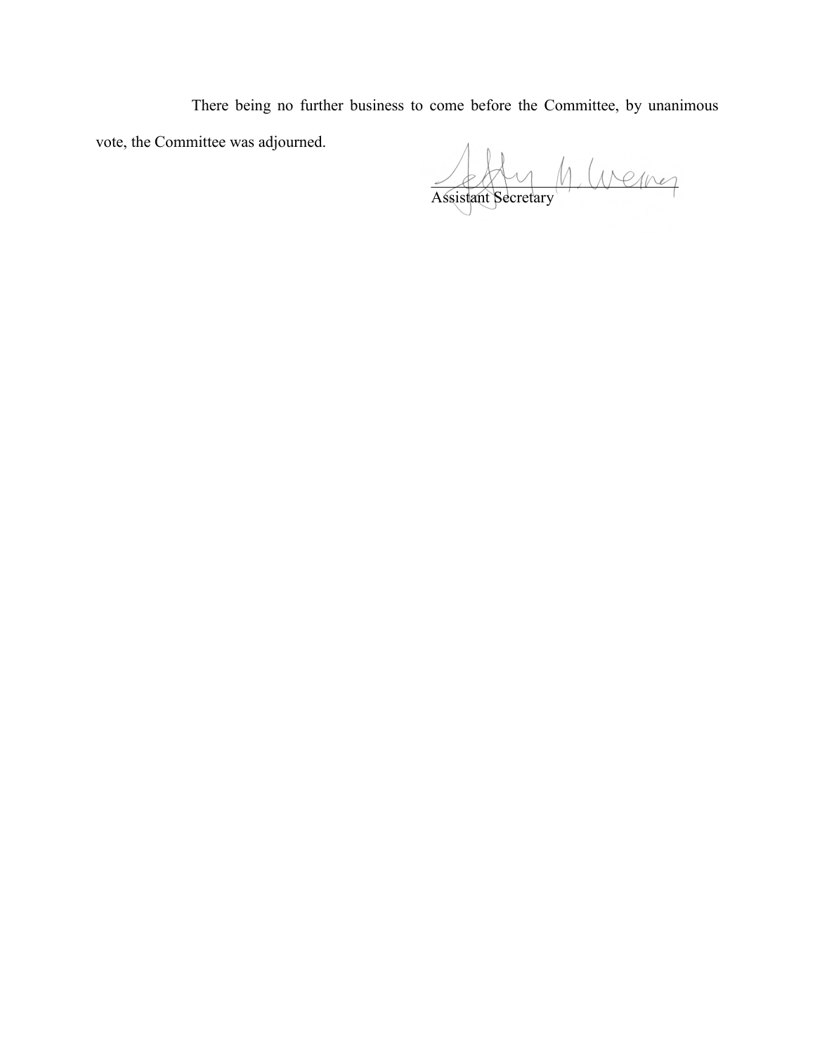There being no further business to come before the Committee, by unanimous vote, the Committee was adjourned.

Jeffry M. Werner

Assistant Secretary